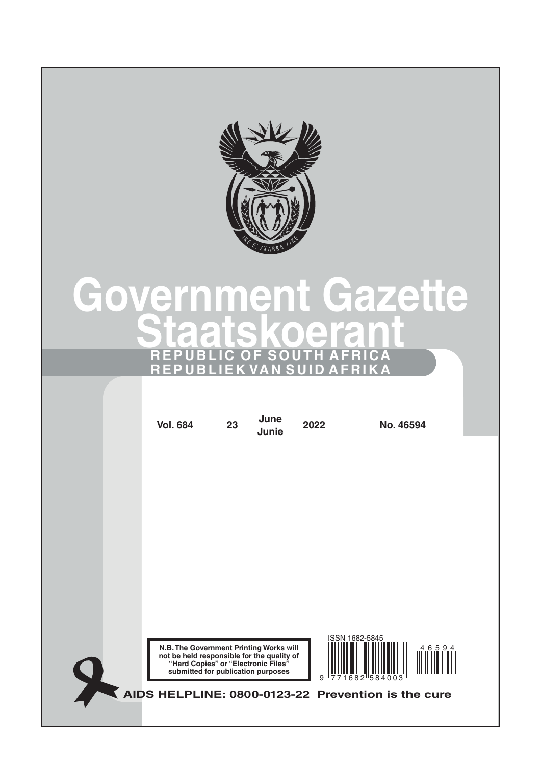# Government Gazette

# Staatskoerant

**REPUBLIC OF SOUTH AFRICA**

**REPUBLIEK VAN SUID AFRIKA**

| Vol. 684 | 23 | June Junie | 2022 | No. 46594 |
|---|---|---|---|---|

**N.B. The Government Printing Works will not be held responsible for the quality of "Hard Copies" or "Electronic Files" submitted for publication purposes**

ISSN 1682-5845

9 771682 584003

46594

**AIDS HELPLINE: 0800-0123-22 Prevention is the cure**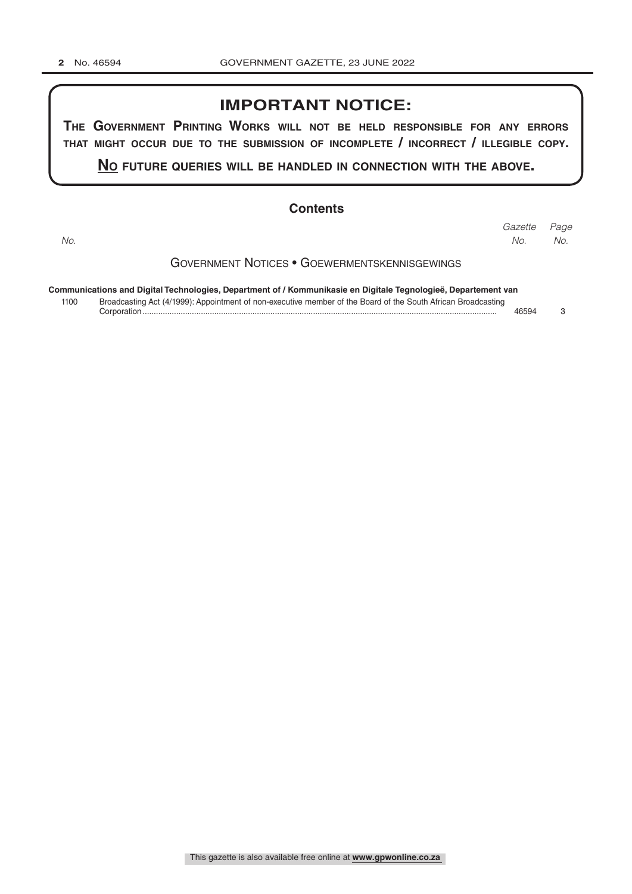## IMPORTANT NOTICE:

**THE GOVERNMENT PRINTING WORKS WILL NOT BE HELD RESPONSIBLE FOR ANY ERRORS THAT MIGHT OCCUR DUE TO THE SUBMISSION OF INCOMPLETE / INCORRECT / ILLEGIBLE COPY.**

**<u>NO</u> FUTURE QUERIES WILL BE HANDLED IN CONNECTION WITH THE ABOVE.**

## Contents

| *No.* | | *Gazette No.* | *Page No.* |
|---|---|---|---|
| | **GOVERNMENT NOTICES • GOEWERMENTSKENNISGEWINGS** | | |
| | **Communications and Digital Technologies, Department of / Kommunikasie en Digitale Tegnologieë, Departement van** | | |
| 1100 | Broadcasting Act (4/1999): Appointment of non-executive member of the Board of the South African Broadcasting Corporation | 46594 | 3 |

This gazette is also available free online at **www.gpwonline.co.za**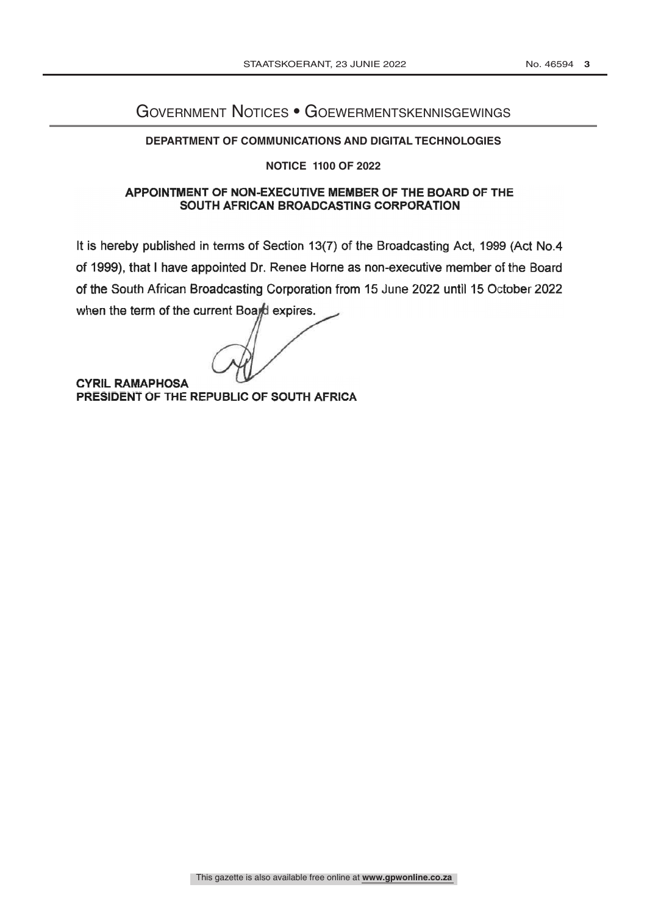# Government Notices • Goewermentskennisgewings

## DEPARTMENT OF COMMUNICATIONS AND DIGITAL TECHNOLOGIES

### NOTICE 1100 OF 2022

### APPOINTMENT OF NON-EXECUTIVE MEMBER OF THE BOARD OF THE SOUTH AFRICAN BROADCASTING CORPORATION

It is hereby published in terms of Section 13(7) of the Broadcasting Act, 1999 (Act No.4 of 1999), that I have appointed Dr. Renee Horne as non-executive member of the Board of the South African Broadcasting Corporation from 15 June 2022 until 15 October 2022 when the term of the current Board expires.

**CYRIL RAMAPHOSA**
**PRESIDENT OF THE REPUBLIC OF SOUTH AFRICA**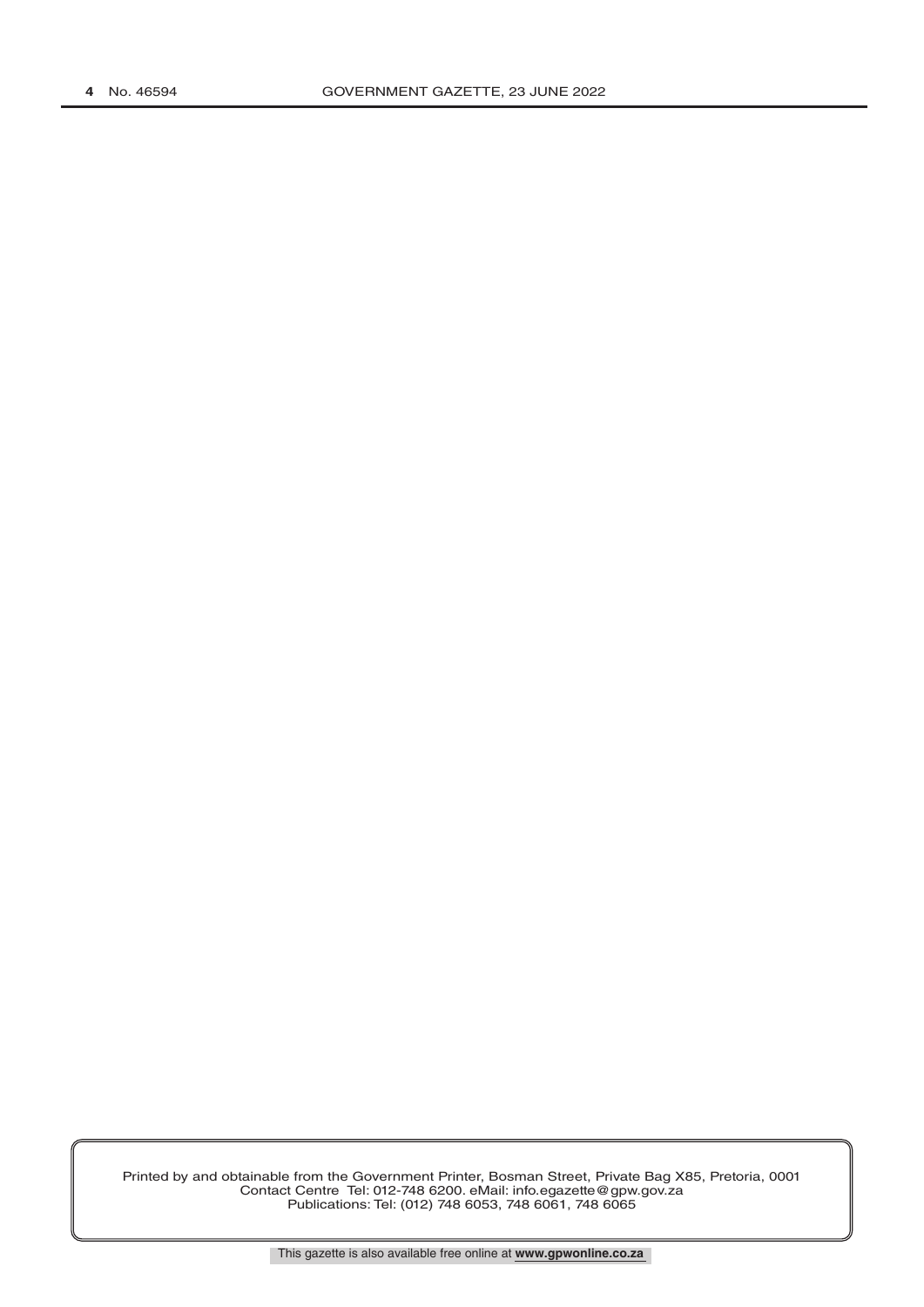Printed by and obtainable from the Government Printer, Bosman Street, Private Bag X85, Pretoria, 0001
Contact Centre Tel: 012-748 6200. eMail: info.egazette@gpw.gov.za
Publications: Tel: (012) 748 6053, 748 6061, 748 6065

This gazette is also available free online at **www.gpwonline.co.za**